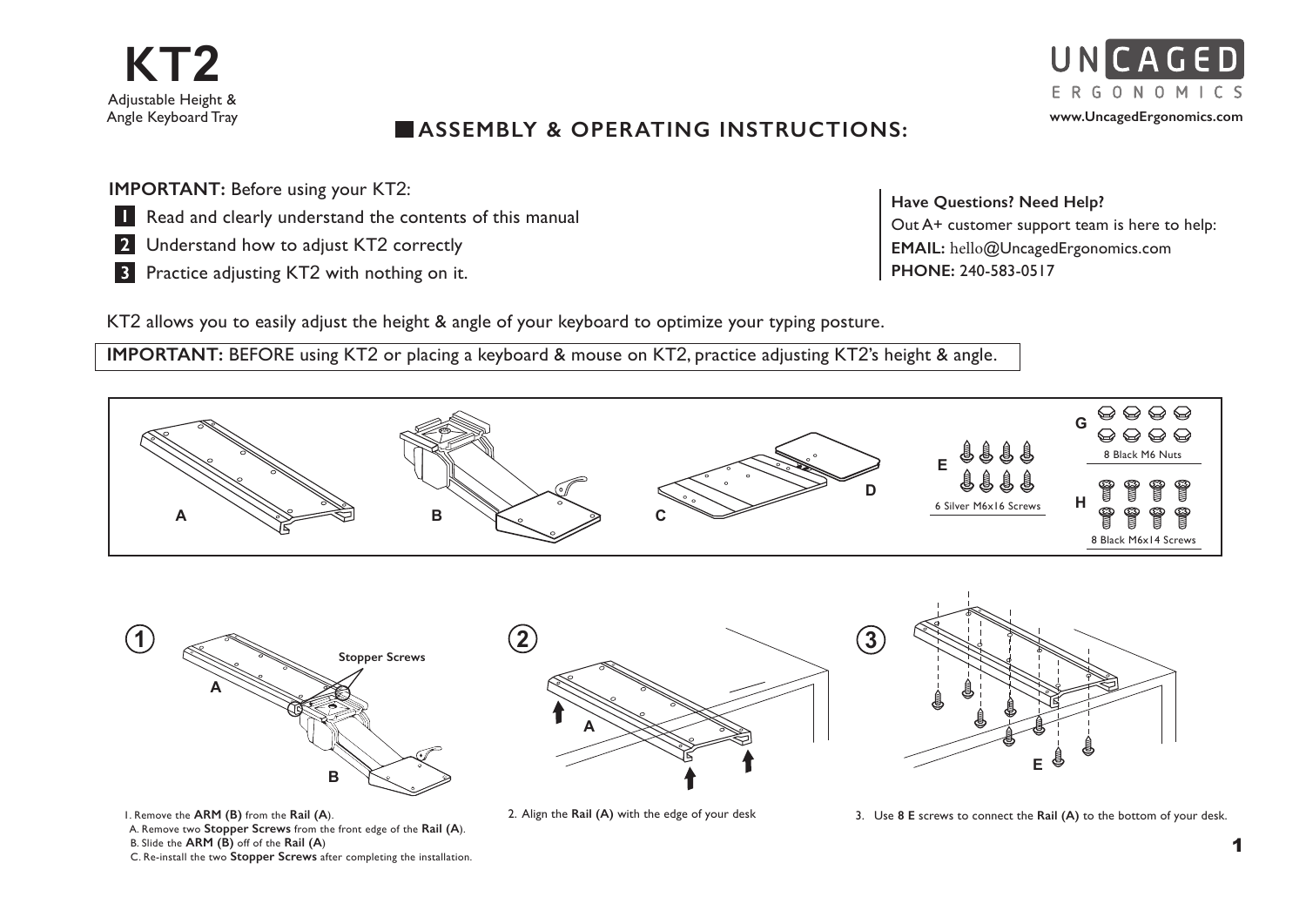# KT2

Adjustable Height & Angle Keyboard Tray

UNCAGED ERGONOMICS

www.UncagedErgonomics.com

## ASSEMBLY & OPERATING INSTRUCTIONS:

**IMPORTANT:** Before using your KT2:

1. Read and clearly understand the contents of this manual
2. Understand how to adjust KT2 correctly
3. Practice adjusting KT2 with nothing on it.

**Have Questions? Need Help?**
Out A+ customer support team is here to help:
**EMAIL:** hello@UncagedErgonomics.com
**PHONE:** 240-583-0517

KT2 allows you to easily adjust the height & angle of your keyboard to optimize your typing posture.

**IMPORTANT:** BEFORE using KT2 or placing a keyboard & mouse on KT2, practice adjusting KT2's height & angle.

A B C D

E — 6 Silver M6x16 Screws

G — 8 Black M6 Nuts

H — 8 Black M6x14 Screws

1. Remove the **ARM (B)** from the **Rail (A)**.
   A. Remove two **Stopper Screws** from the front edge of the **Rail (A)**.
   B. Slide the **ARM (B)** off of the **Rail (A)**
   C. Re-install the two **Stopper Screws** after completing the installation.

2. Align the **Rail (A)** with the edge of your desk

3. Use **8 E** screws to connect the **Rail (A)** to the bottom of your desk.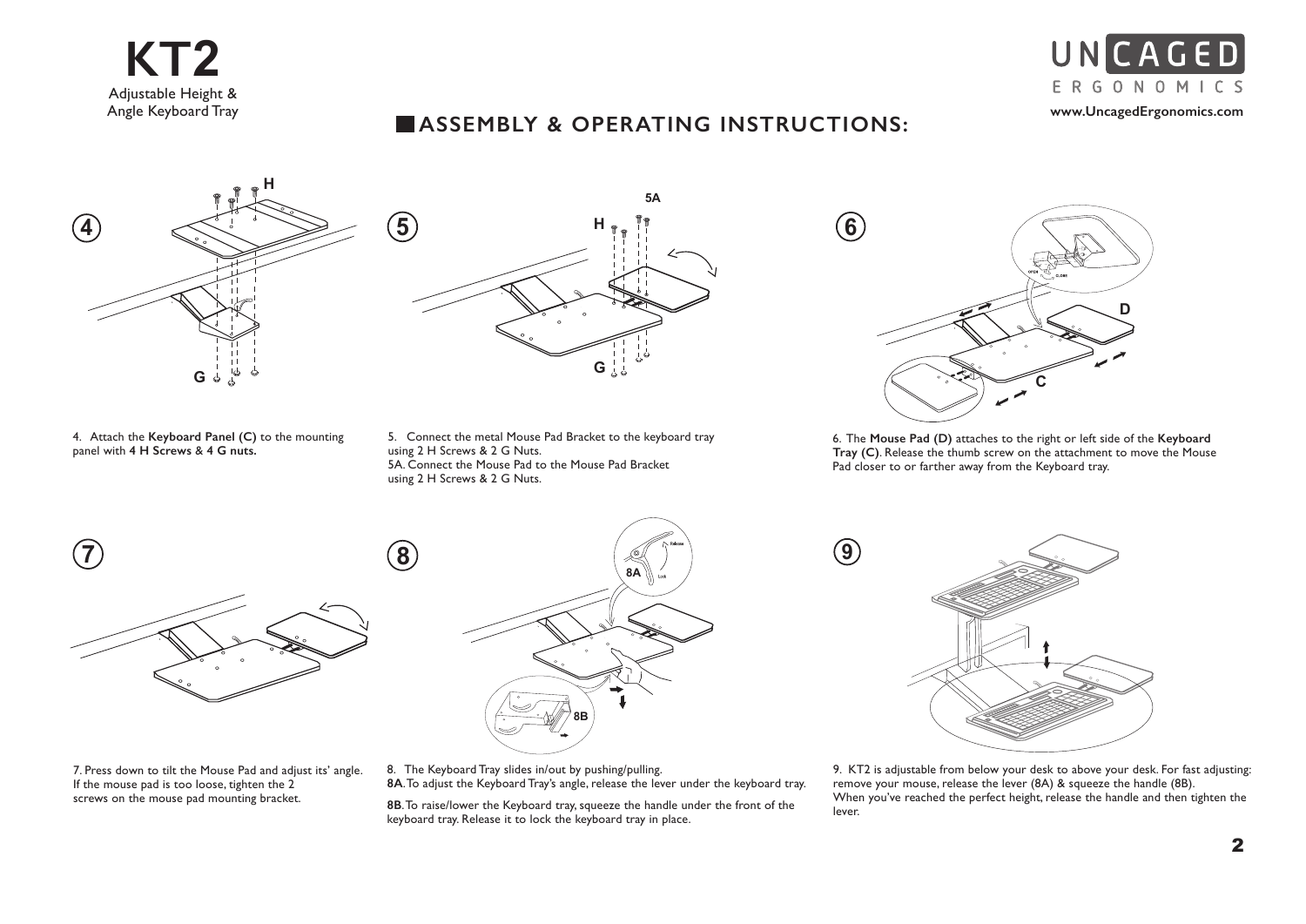# KT2

Adjustable Height & Angle Keyboard Tray

UNCAGED ERGONOMICS

www.UncagedErgonomics.com

## ASSEMBLY & OPERATING INSTRUCTIONS:

4. Attach the **Keyboard Panel (C)** to the mounting panel with **4 H Screws** & **4 G nuts.**

5. Connect the metal Mouse Pad Bracket to the keyboard tray using 2 H Screws & 2 G Nuts.
5A. Connect the Mouse Pad to the Mouse Pad Bracket using 2 H Screws & 2 G Nuts.

6. The **Mouse Pad (D)** attaches to the right or left side of the **Keyboard Tray (C)**. Release the thumb screw on the attachment to move the Mouse Pad closer to or farther away from the Keyboard tray.

7. Press down to tilt the Mouse Pad and adjust its' angle. If the mouse pad is too loose, tighten the 2 screws on the mouse pad mounting bracket.

8. The Keyboard Tray slides in/out by pushing/pulling.
**8A**. To adjust the Keyboard Tray's angle, release the lever under the keyboard tray.

**8B**. To raise/lower the Keyboard tray, squeeze the handle under the front of the keyboard tray. Release it to lock the keyboard tray in place.

9. KT2 is adjustable from below your desk to above your desk. For fast adjusting: remove your mouse, release the lever (8A) & squeeze the handle (8B).
When you've reached the perfect height, release the handle and then tighten the lever.